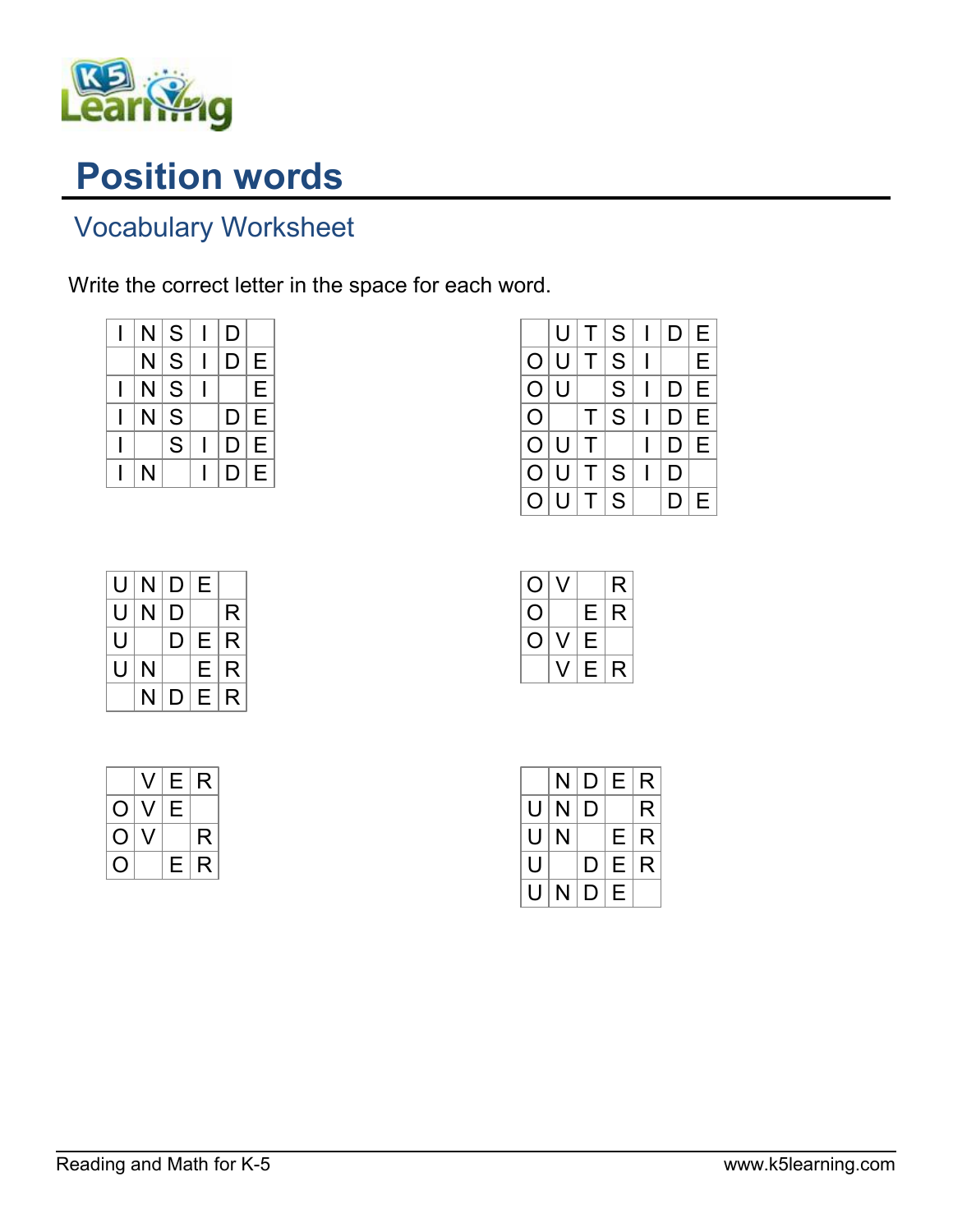# Position words

## Vocabulary Worksheet

Write the correct letter in the space for each word.

| I | N | S | I | D |   |
|---|---|---|---|---|---|
|   | N | S | I | D | E |
| I | N | S | I |   | E |
| I | N | S |   | D | E |
| I |   | S | I | D | E |
| I | N |   | I | D | E |

|   | U | T | S | I | D | E |
|---|---|---|---|---|---|---|
| O | U | T | S | I |   | E |
| O | U |   | S | I | D | E |
| O |   | T | S | I | D | E |
| O | U | T |   | I | D | E |
| O | U | T | S | I | D |   |
| O | U | T | S |   | D | E |

| U | N | D | E |   |
|---|---|---|---|---|
| U | N | D |   | R |
| U |   | D | E | R |
| U | N |   | E | R |
|   | N | D | E | R |

| O | V |   | R |
|---|---|---|---|
| O |   | E | R |
| O | V | E |   |
|   | V | E | R |

|   | V | E | R |
|---|---|---|---|
| O | V | E |   |
| O | V |   | R |
| O |   | E | R |

|   | N | D | E | R |
|---|---|---|---|---|
| U | N | D |   | R |
| U | N |   | E | R |
| U |   | D | E | R |
| U | N | D | E |   |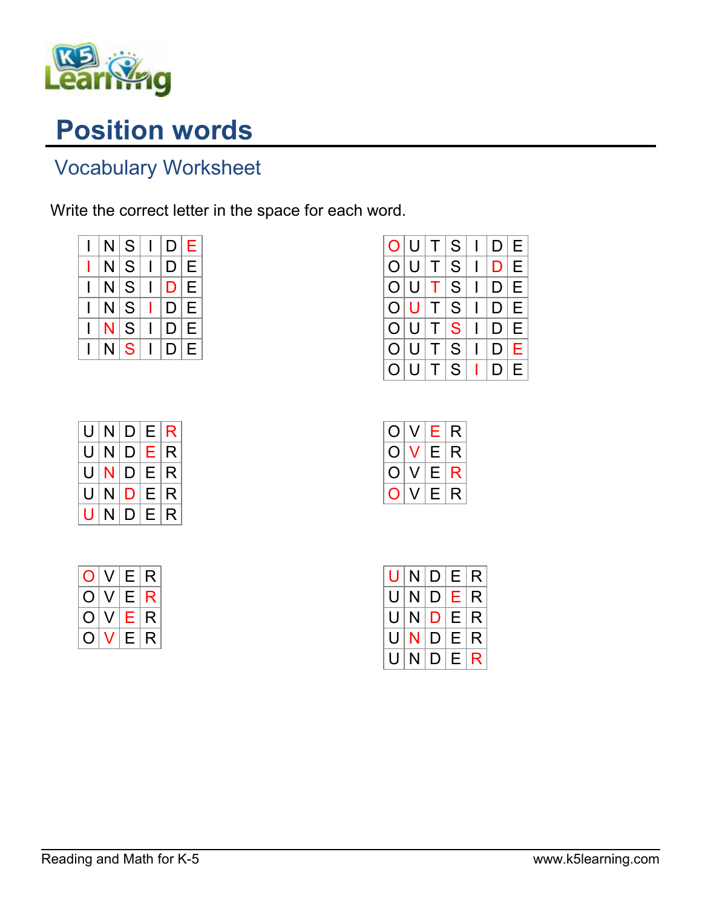# Position words

## Vocabulary Worksheet

Write the correct letter in the space for each word.

| | | | | | |
|---|---|---|---|---|---|
| I | N | S | I | D | E |
| I | N | S | I | D | E |
| I | N | S | I | D | E |
| I | N | S | I | D | E |
| I | N | S | I | D | E |
| I | N | S | I | D | E |

| | | | | | | |
|---|---|---|---|---|---|---|
| O | U | T | S | I | D | E |
| O | U | T | S | I | D | E |
| O | U | T | S | I | D | E |
| O | U | T | S | I | D | E |
| O | U | T | S | I | D | E |
| O | U | T | S | I | D | E |
| O | U | T | S | I | D | E |

| | | | | |
|---|---|---|---|---|
| U | N | D | E | R |
| U | N | D | E | R |
| U | N | D | E | R |
| U | N | D | E | R |
| U | N | D | E | R |

| | | | |
|---|---|---|---|
| O | V | E | R |
| O | V | E | R |
| O | V | E | R |
| O | V | E | R |

| | | | |
|---|---|---|---|
| O | V | E | R |
| O | V | E | R |
| O | V | E | R |
| O | V | E | R |

| | | | | |
|---|---|---|---|---|
| U | N | D | E | R |
| U | N | D | E | R |
| U | N | D | E | R |
| U | N | D | E | R |
| U | N | D | E | R |